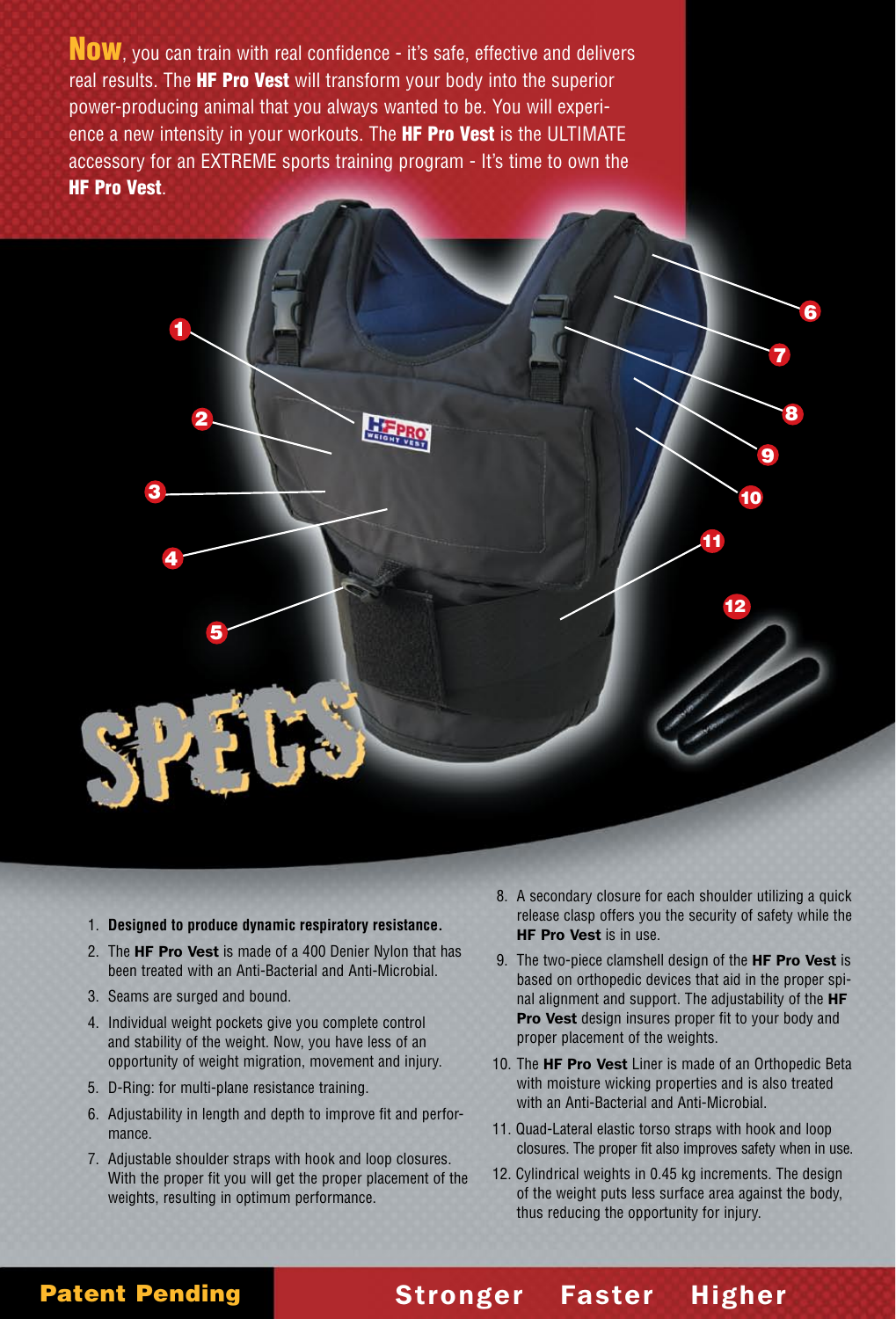**Now**, you can train with real confidence - it's safe, effective and delivers real results. The **HF Pro Vest** will transform your body into the superior power-producing animal that you always wanted to be. You will experience a new intensity in your workouts. The **HF Pro Vest** is the ULTIMATE accessory for an EXTREME sports training program - It's time to own the **HF Pro Vest**.

# SPECS

1. **Designed to produce dynamic respiratory resistance.**
2. The **HF Pro Vest** is made of a 400 Denier Nylon that has been treated with an Anti-Bacterial and Anti-Microbial.
3. Seams are surged and bound.
4. Individual weight pockets give you complete control and stability of the weight. Now, you have less of an opportunity of weight migration, movement and injury.
5. D-Ring: for multi-plane resistance training.
6. Adjustability in length and depth to improve fit and performance.
7. Adjustable shoulder straps with hook and loop closures. With the proper fit you will get the proper placement of the weights, resulting in optimum performance.
8. A secondary closure for each shoulder utilizing a quick release clasp offers you the security of safety while the **HF Pro Vest** is in use.
9. The two-piece clamshell design of the **HF Pro Vest** is based on orthopedic devices that aid in the proper spinal alignment and support. The adjustability of the **HF Pro Vest** design insures proper fit to your body and proper placement of the weights.
10. The **HF Pro Vest** Liner is made of an Orthopedic Beta with moisture wicking properties and is also treated with an Anti-Bacterial and Anti-Microbial.
11. Quad-Lateral elastic torso straps with hook and loop closures. The proper fit also improves safety when in use.
12. Cylindrical weights in 0.45 kg increments. The design of the weight puts less surface area against the body, thus reducing the opportunity for injury.

**Patent Pending**

**Stronger Faster Higher**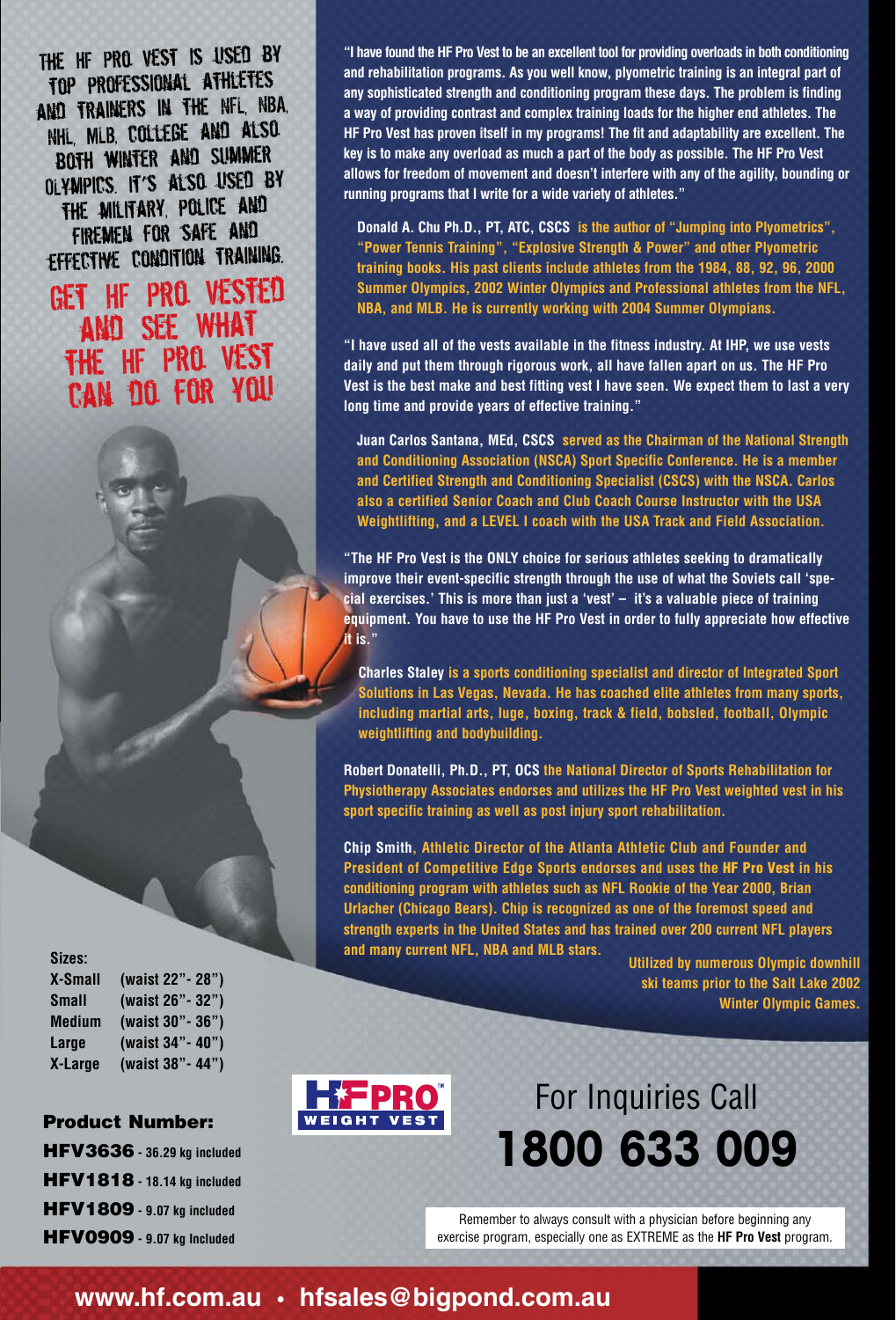THE HF PRO VEST IS USED BY TOP PROFESSIONAL ATHLETES AND TRAINERS IN THE NFL, NBA, NHL, MLB, COLLEGE AND ALSO BOTH WINTER AND SUMMER OLYMPICS. IT'S ALSO USED BY THE MILITARY, POLICE AND FIREMEN FOR SAFE AND EFFECTIVE CONDITION TRAINING.

## GET HF PRO VESTED AND SEE WHAT THE HF PRO VEST CAN DO FOR YOU

**"I have found the HF Pro Vest to be an excellent tool for providing overloads in both conditioning and rehabilitation programs. As you well know, plyometric training is an integral part of any sophisticated strength and conditioning program these days. The problem is finding a way of providing contrast and complex training loads for the higher end athletes. The HF Pro Vest has proven itself in my programs! The fit and adaptability are excellent. The key is to make any overload as much a part of the body as possible. The HF Pro Vest allows for freedom of movement and doesn't interfere with any of the agility, bounding or running programs that I write for a wide variety of athletes."**

**Donald A. Chu Ph.D., PT, ATC, CSCS** is the author of "Jumping into Plyometrics", "Power Tennis Training", "Explosive Strength & Power" and other Plyometric training books. His past clients include athletes from the 1984, 88, 92, 96, 2000 Summer Olympics, 2002 Winter Olympics and Professional athletes from the NFL, NBA, and MLB. He is currently working with 2004 Summer Olympians.

**"I have used all of the vests available in the fitness industry. At IHP, we use vests daily and put them through rigorous work, all have fallen apart on us. The HF Pro Vest is the best make and best fitting vest I have seen. We expect them to last a very long time and provide years of effective training."**

**Juan Carlos Santana, MEd, CSCS** served as the Chairman of the National Strength and Conditioning Association (NSCA) Sport Specific Conference. He is a member and Certified Strength and Conditioning Specialist (CSCS) with the NSCA. Carlos also a certified Senior Coach and Club Coach Course Instructor with the USA Weightlifting, and a LEVEL I coach with the USA Track and Field Association.

**"The HF Pro Vest is the ONLY choice for serious athletes seeking to dramatically improve their event-specific strength through the use of what the Soviets call 'special exercises.' This is more than just a 'vest' – it's a valuable piece of training equipment. You have to use the HF Pro Vest in order to fully appreciate how effective it is."**

**Charles Staley** is a sports conditioning specialist and director of Integrated Sport Solutions in Las Vegas, Nevada. He has coached elite athletes from many sports, including martial arts, luge, boxing, track & field, bobsled, football, Olympic weightlifting and bodybuilding.

**Robert Donatelli, Ph.D., PT, OCS** the National Director of Sports Rehabilitation for Physiotherapy Associates endorses and utilizes the HF Pro Vest weighted vest in his sport specific training as well as post injury sport rehabilitation.

**Chip Smith**, Athletic Director of the Atlanta Athletic Club and Founder and President of Competitive Edge Sports endorses and uses the **HF Pro Vest** in his conditioning program with athletes such as NFL Rookie of the Year 2000, Brian Urlacher (Chicago Bears). Chip is recognized as one of the foremost speed and strength experts in the United States and has trained over 200 current NFL players and many current NFL, NBA and MLB stars.

Utilized by numerous Olympic downhill ski teams prior to the Salt Lake 2002 Winter Olympic Games.

**Sizes:**

| Size | Waist |
|---|---|
| X-Small | (waist 22"- 28") |
| Small | (waist 26"- 32") |
| Medium | (waist 30"- 36") |
| Large | (waist 34"- 40") |
| X-Large | (waist 38"- 44") |

**Product Number:**

- **HFV3636** - 36.29 kg included
- **HFV1818** - 18.14 kg included
- **HFV1809** - 9.07 kg included
- **HFV0909** - 9.07 kg Included

HF PRO™ WEIGHT VEST

For Inquiries Call
# 1800 633 009

Remember to always consult with a physician before beginning any exercise program, especially one as EXTREME as the **HF Pro Vest** program.

**www.hf.com.au • hfsales@bigpond.com.au**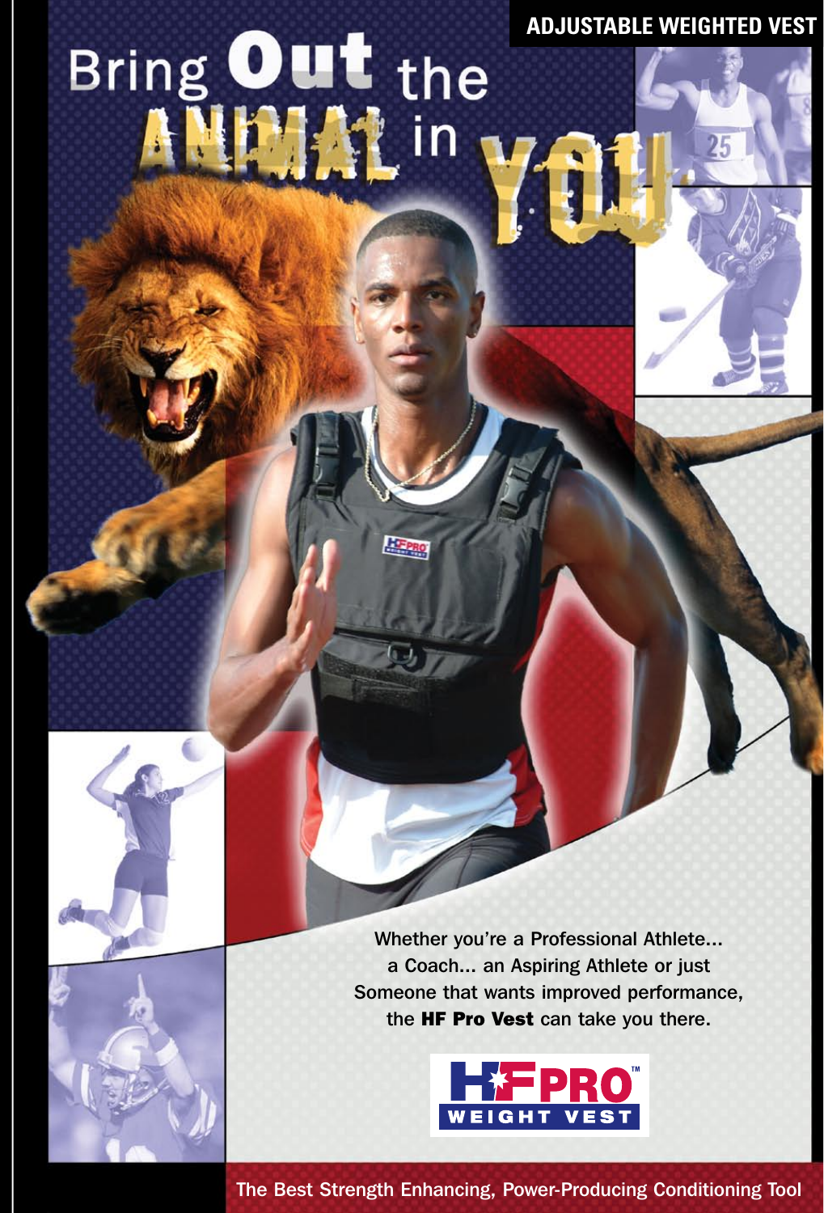**ADJUSTABLE WEIGHTED VEST**

# Bring Out the ANIMAL in YOU.

Whether you're a Professional Athlete... a Coach... an Aspiring Athlete or just Someone that wants improved performance, the **HF Pro Vest** can take you there.

HF PRO™ WEIGHT VEST

The Best Strength Enhancing, Power-Producing Conditioning Tool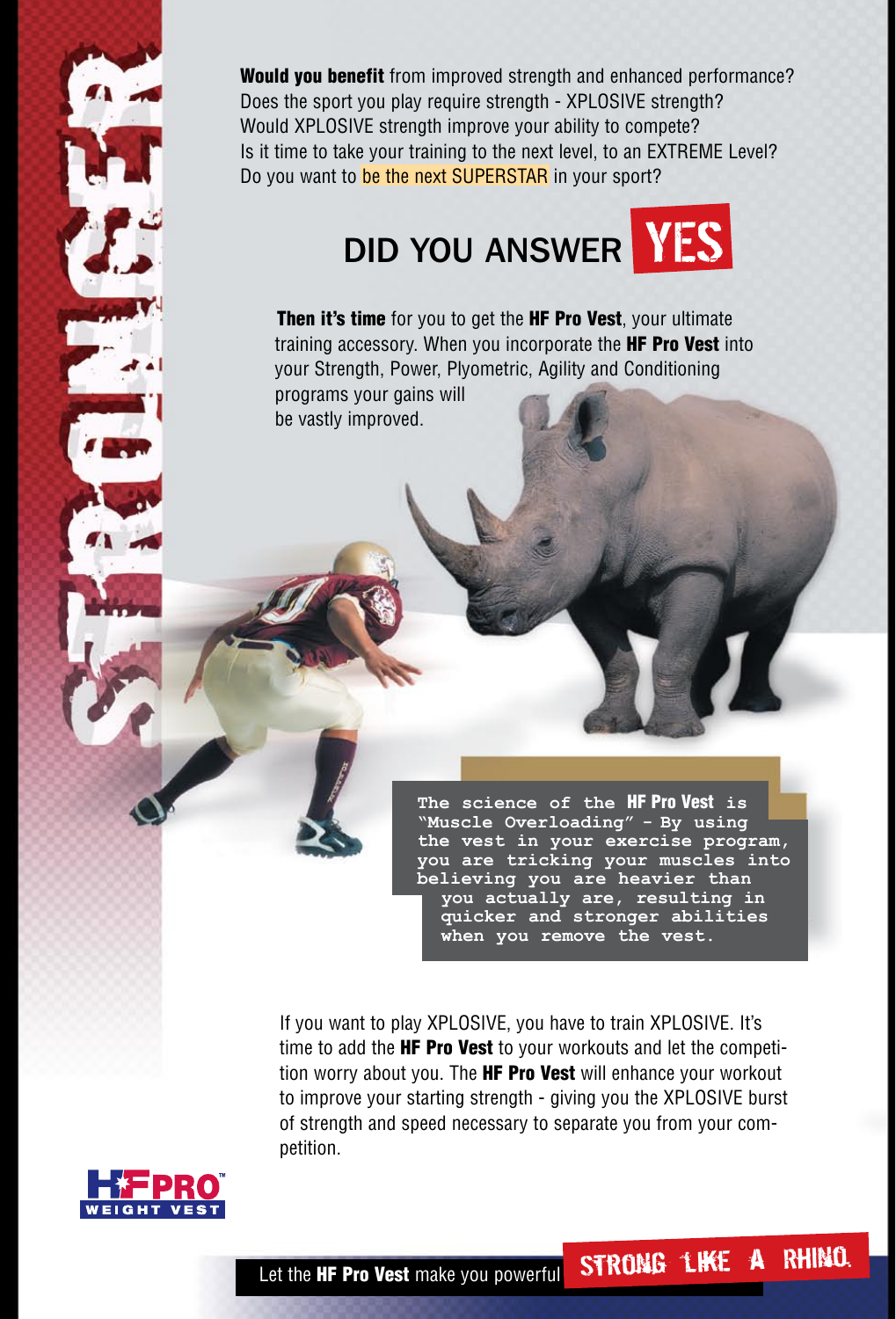# STRONGER

**Would you benefit** from improved strength and enhanced performance?
Does the sport you play require strength - XPLOSIVE strength?
Would XPLOSIVE strength improve your ability to compete?
Is it time to take your training to the next level, to an EXTREME Level?
Do you want to be the next SUPERSTAR in your sport?

## DID YOU ANSWER YES

**Then it's time** for you to get the **HF Pro Vest**, your ultimate training accessory. When you incorporate the **HF Pro Vest** into your Strength, Power, Plyometric, Agility and Conditioning programs your gains will be vastly improved.

The science of the **HF Pro Vest** is "Muscle Overloading" - By using the vest in your exercise program, you are tricking your muscles into believing you are heavier than you actually are, resulting in quicker and stronger abilities when you remove the vest.

If you want to play XPLOSIVE, you have to train XPLOSIVE. It's time to add the **HF Pro Vest** to your workouts and let the competition worry about you. The **HF Pro Vest** will enhance your workout to improve your starting strength - giving you the XPLOSIVE burst of strength and speed necessary to separate you from your competition.

HF PRO™ WEIGHT VEST

Let the **HF Pro Vest** make you powerful **STRONG LIKE A RHINO.**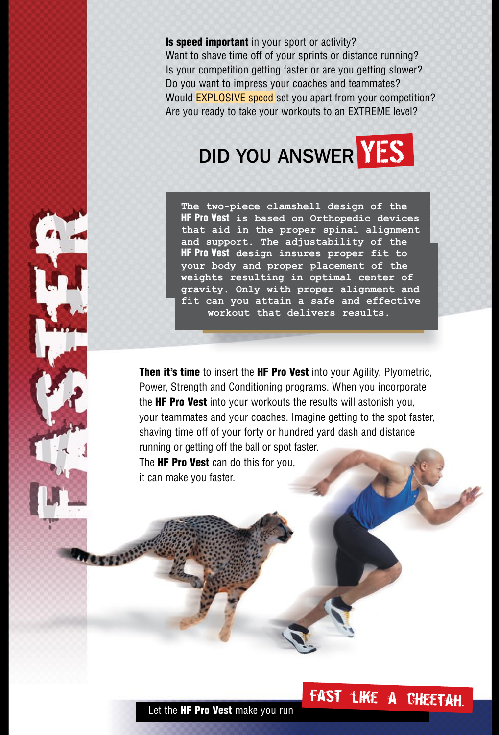FASTER

**Is speed important** in your sport or activity?
Want to shave time off of your sprints or distance running?
Is your competition getting faster or are you getting slower?
Do you want to impress your coaches and teammates?
Would EXPLOSIVE speed set you apart from your competition?
Are you ready to take your workouts to an EXTREME level?

## DID YOU ANSWER YES

The two-piece clamshell design of the **HF Pro Vest** is based on Orthopedic devices that aid in the proper spinal alignment and support. The adjustability of the **HF Pro Vest** design insures proper fit to your body and proper placement of the weights resulting in optimal center of gravity. Only with proper alignment and fit can you attain a safe and effective workout that delivers results.

**Then it's time** to insert the **HF Pro Vest** into your Agility, Plyometric, Power, Strength and Conditioning programs. When you incorporate the **HF Pro Vest** into your workouts the results will astonish you, your teammates and your coaches. Imagine getting to the spot faster, shaving time off of your forty or hundred yard dash and distance running or getting off the ball or spot faster.
The **HF Pro Vest** can do this for you, it can make you faster.

Let the **HF Pro Vest** make you run FAST LIKE A CHEETAH.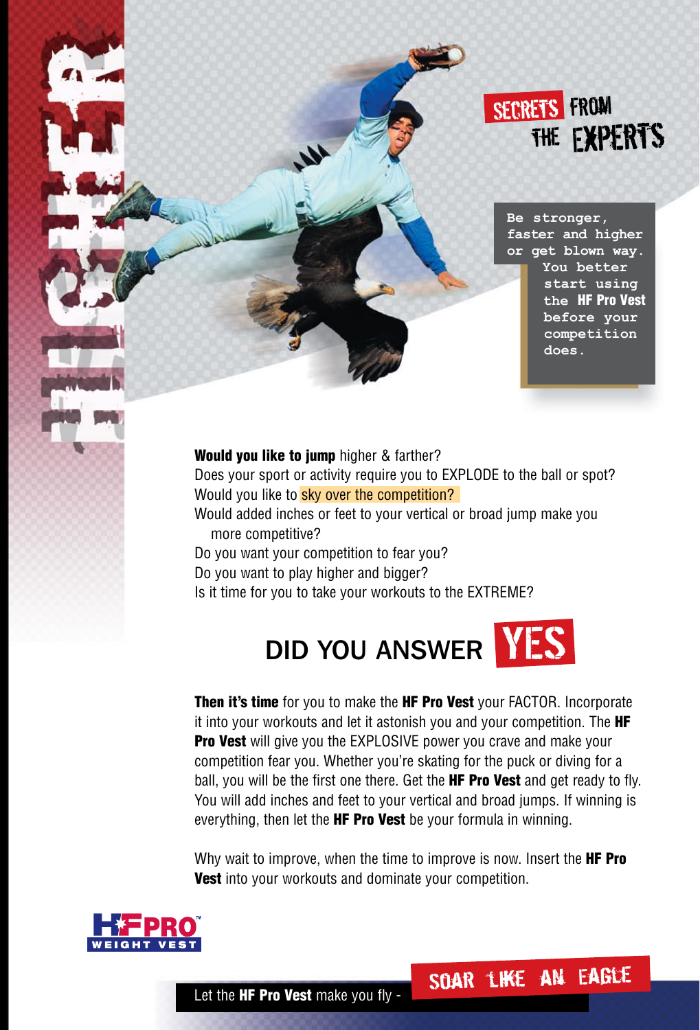HIGHER

## SECRETS FROM THE EXPERTS

Be stronger, faster and higher or get blown way. You better start using the **HF Pro Vest** before your competition does.

**Would you like to jump** higher & farther?
Does your sport or activity require you to EXPLODE to the ball or spot?
Would you like to sky over the competition?
Would added inches or feet to your vertical or broad jump make you more competitive?
Do you want your competition to fear you?
Do you want to play higher and bigger?
Is it time for you to take your workouts to the EXTREME?

## DID YOU ANSWER YES

**Then it's time** for you to make the **HF Pro Vest** your FACTOR. Incorporate it into your workouts and let it astonish you and your competition. The **HF Pro Vest** will give you the EXPLOSIVE power you crave and make your competition fear you. Whether you're skating for the puck or diving for a ball, you will be the first one there. Get the **HF Pro Vest** and get ready to fly. You will add inches and feet to your vertical and broad jumps. If winning is everything, then let the **HF Pro Vest** be your formula in winning.

Why wait to improve, when the time to improve is now. Insert the **HF Pro Vest** into your workouts and dominate your competition.

HF PRO™ WEIGHT VEST

Let the **HF Pro Vest** make you fly - SOAR LIKE AN EAGLE